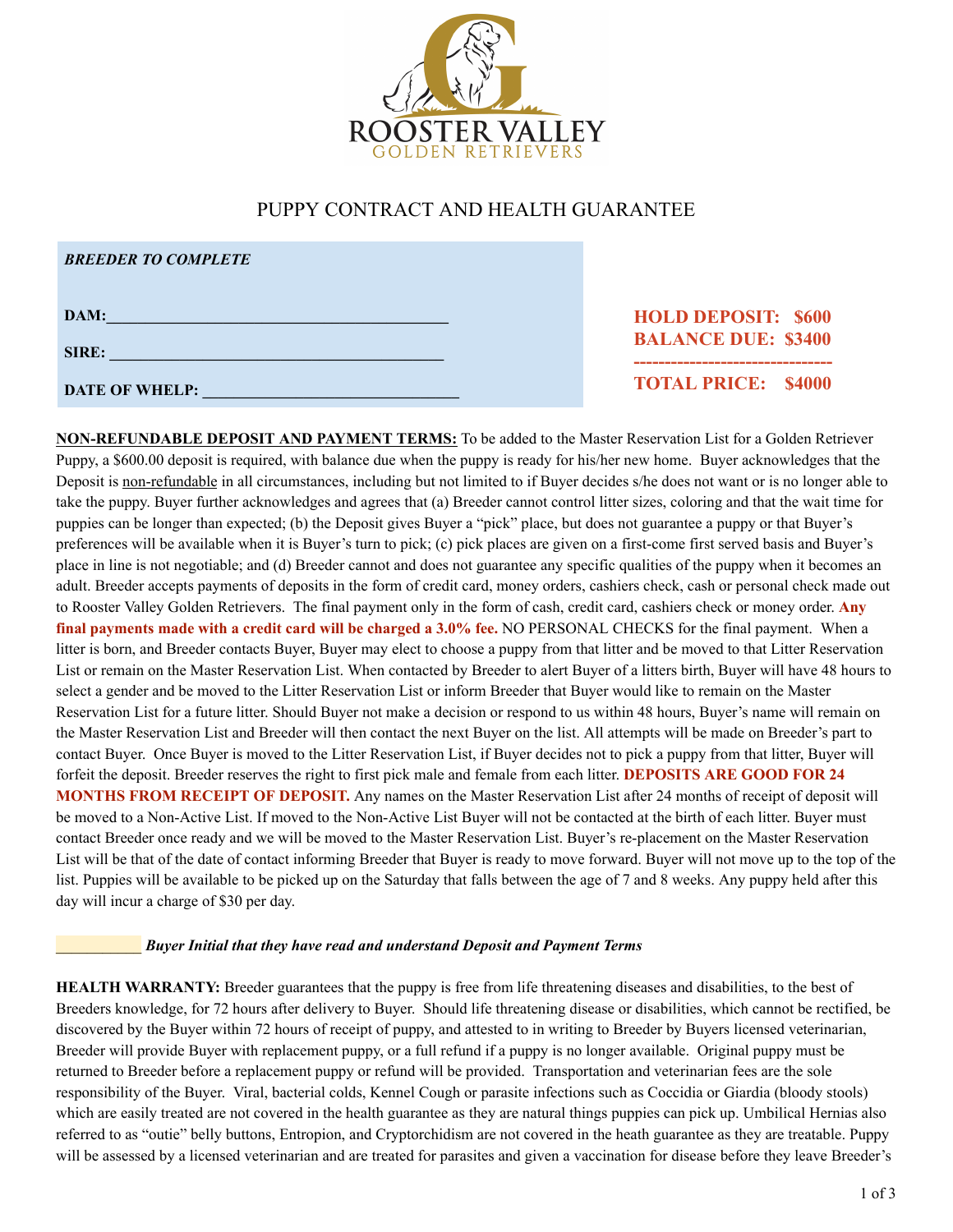ROOSTER VALLEY
GOLDEN RETRIEVERS

# PUPPY CONTRACT AND HEALTH GUARANTEE

***BREEDER TO COMPLETE***

**DAM:**\_\_\_\_\_\_\_\_\_\_\_\_\_\_\_\_\_\_\_\_\_\_\_\_\_\_\_\_\_\_\_\_\_\_\_\_\_\_\_\_\_\_

**SIRE:** \_\_\_\_\_\_\_\_\_\_\_\_\_\_\_\_\_\_\_\_\_\_\_\_\_\_\_\_\_\_\_\_\_\_\_\_\_\_\_\_\_

**DATE OF WHELP:** \_\_\_\_\_\_\_\_\_\_\_\_\_\_\_\_\_\_\_\_\_\_\_\_\_\_\_\_\_\_\_\_\_

**HOLD DEPOSIT: $600**
**BALANCE DUE: $3400**
**--------------------------------**
**TOTAL PRICE: $4000**

**NON-REFUNDABLE DEPOSIT AND PAYMENT TERMS:** To be added to the Master Reservation List for a Golden Retriever Puppy, a $600.00 deposit is required, with balance due when the puppy is ready for his/her new home. Buyer acknowledges that the Deposit is non-refundable in all circumstances, including but not limited to if Buyer decides s/he does not want or is no longer able to take the puppy. Buyer further acknowledges and agrees that (a) Breeder cannot control litter sizes, coloring and that the wait time for puppies can be longer than expected; (b) the Deposit gives Buyer a "pick" place, but does not guarantee a puppy or that Buyer's preferences will be available when it is Buyer's turn to pick; (c) pick places are given on a first-come first served basis and Buyer's place in line is not negotiable; and (d) Breeder cannot and does not guarantee any specific qualities of the puppy when it becomes an adult. Breeder accepts payments of deposits in the form of credit card, money orders, cashiers check, cash or personal check made out to Rooster Valley Golden Retrievers. The final payment only in the form of cash, credit card, cashiers check or money order. **Any final payments made with a credit card will be charged a 3.0% fee.** NO PERSONAL CHECKS for the final payment. When a litter is born, and Breeder contacts Buyer, Buyer may elect to choose a puppy from that litter and be moved to that Litter Reservation List or remain on the Master Reservation List. When contacted by Breeder to alert Buyer of a litters birth, Buyer will have 48 hours to select a gender and be moved to the Litter Reservation List or inform Breeder that Buyer would like to remain on the Master Reservation List for a future litter. Should Buyer not make a decision or respond to us within 48 hours, Buyer's name will remain on the Master Reservation List and Breeder will then contact the next Buyer on the list. All attempts will be made on Breeder's part to contact Buyer. Once Buyer is moved to the Litter Reservation List, if Buyer decides not to pick a puppy from that litter, Buyer will forfeit the deposit. Breeder reserves the right to first pick male and female from each litter. **DEPOSITS ARE GOOD FOR 24 MONTHS FROM RECEIPT OF DEPOSIT.** Any names on the Master Reservation List after 24 months of receipt of deposit will be moved to a Non-Active List. If moved to the Non-Active List Buyer will not be contacted at the birth of each litter. Buyer must contact Breeder once ready and we will be moved to the Master Reservation List. Buyer's re-placement on the Master Reservation List will be that of the date of contact informing Breeder that Buyer is ready to move forward. Buyer will not move up to the top of the list. Puppies will be available to be picked up on the Saturday that falls between the age of 7 and 8 weeks. Any puppy held after this day will incur a charge of $30 per day.

\_\_\_\_\_\_\_\_\_\_\_ ***Buyer Initial that they have read and understand Deposit and Payment Terms***

**HEALTH WARRANTY:** Breeder guarantees that the puppy is free from life threatening diseases and disabilities, to the best of Breeders knowledge, for 72 hours after delivery to Buyer. Should life threatening disease or disabilities, which cannot be rectified, be discovered by the Buyer within 72 hours of receipt of puppy, and attested to in writing to Breeder by Buyers licensed veterinarian, Breeder will provide Buyer with replacement puppy, or a full refund if a puppy is no longer available. Original puppy must be returned to Breeder before a replacement puppy or refund will be provided. Transportation and veterinarian fees are the sole responsibility of the Buyer. Viral, bacterial colds, Kennel Cough or parasite infections such as Coccidia or Giardia (bloody stools) which are easily treated are not covered in the health guarantee as they are natural things puppies can pick up. Umbilical Hernias also referred to as "outie" belly buttons, Entropion, and Cryptorchidism are not covered in the heath guarantee as they are treatable. Puppy will be assessed by a licensed veterinarian and are treated for parasites and given a vaccination for disease before they leave Breeder's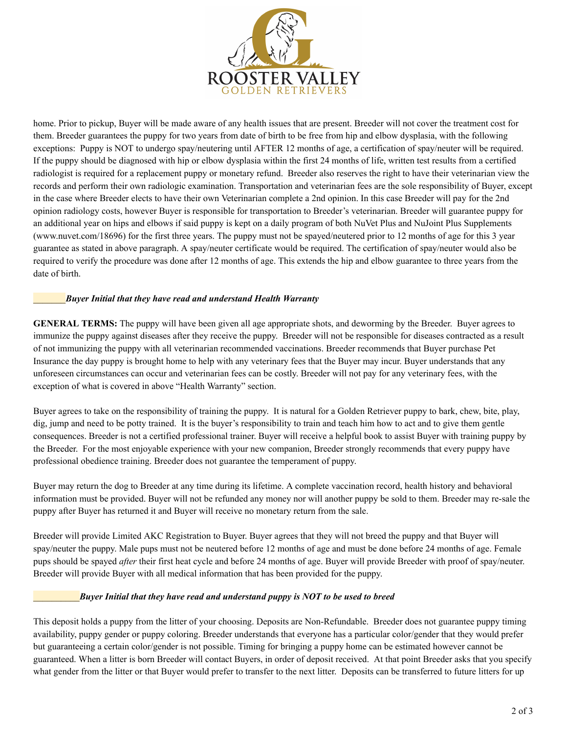home. Prior to pickup, Buyer will be made aware of any health issues that are present. Breeder will not cover the treatment cost for them. Breeder guarantees the puppy for two years from date of birth to be free from hip and elbow dysplasia, with the following exceptions: Puppy is NOT to undergo spay/neutering until AFTER 12 months of age, a certification of spay/neuter will be required. If the puppy should be diagnosed with hip or elbow dysplasia within the first 24 months of life, written test results from a certified radiologist is required for a replacement puppy or monetary refund. Breeder also reserves the right to have their veterinarian view the records and perform their own radiologic examination. Transportation and veterinarian fees are the sole responsibility of Buyer, except in the case where Breeder elects to have their own Veterinarian complete a 2nd opinion. In this case Breeder will pay for the 2nd opinion radiology costs, however Buyer is responsible for transportation to Breeder's veterinarian. Breeder will guarantee puppy for an additional year on hips and elbows if said puppy is kept on a daily program of both NuVet Plus and NuJoint Plus Supplements (www.nuvet.com/18696) for the first three years. The puppy must not be spayed/neutered prior to 12 months of age for this 3 year guarantee as stated in above paragraph. A spay/neuter certificate would be required. The certification of spay/neuter would also be required to verify the procedure was done after 12 months of age. This extends the hip and elbow guarantee to three years from the date of birth.

_______***Buyer Initial that they have read and understand Health Warranty***

**GENERAL TERMS:** The puppy will have been given all age appropriate shots, and deworming by the Breeder. Buyer agrees to immunize the puppy against diseases after they receive the puppy. Breeder will not be responsible for diseases contracted as a result of not immunizing the puppy with all veterinarian recommended vaccinations. Breeder recommends that Buyer purchase Pet Insurance the day puppy is brought home to help with any veterinary fees that the Buyer may incur. Buyer understands that any unforeseen circumstances can occur and veterinarian fees can be costly. Breeder will not pay for any veterinary fees, with the exception of what is covered in above "Health Warranty" section.

Buyer agrees to take on the responsibility of training the puppy. It is natural for a Golden Retriever puppy to bark, chew, bite, play, dig, jump and need to be potty trained. It is the buyer's responsibility to train and teach him how to act and to give them gentle consequences. Breeder is not a certified professional trainer. Buyer will receive a helpful book to assist Buyer with training puppy by the Breeder. For the most enjoyable experience with your new companion, Breeder strongly recommends that every puppy have professional obedience training. Breeder does not guarantee the temperament of puppy.

Buyer may return the dog to Breeder at any time during its lifetime. A complete vaccination record, health history and behavioral information must be provided. Buyer will not be refunded any money nor will another puppy be sold to them. Breeder may re-sale the puppy after Buyer has returned it and Buyer will receive no monetary return from the sale.

Breeder will provide Limited AKC Registration to Buyer. Buyer agrees that they will not breed the puppy and that Buyer will spay/neuter the puppy. Male pups must not be neutered before 12 months of age and must be done before 24 months of age. Female pups should be spayed *after* their first heat cycle and before 24 months of age. Buyer will provide Breeder with proof of spay/neuter. Breeder will provide Buyer with all medical information that has been provided for the puppy.

__________***Buyer Initial that they have read and understand puppy is NOT to be used to breed***

This deposit holds a puppy from the litter of your choosing. Deposits are Non-Refundable. Breeder does not guarantee puppy timing availability, puppy gender or puppy coloring. Breeder understands that everyone has a particular color/gender that they would prefer but guaranteeing a certain color/gender is not possible. Timing for bringing a puppy home can be estimated however cannot be guaranteed. When a litter is born Breeder will contact Buyers, in order of deposit received. At that point Breeder asks that you specify what gender from the litter or that Buyer would prefer to transfer to the next litter. Deposits can be transferred to future litters for up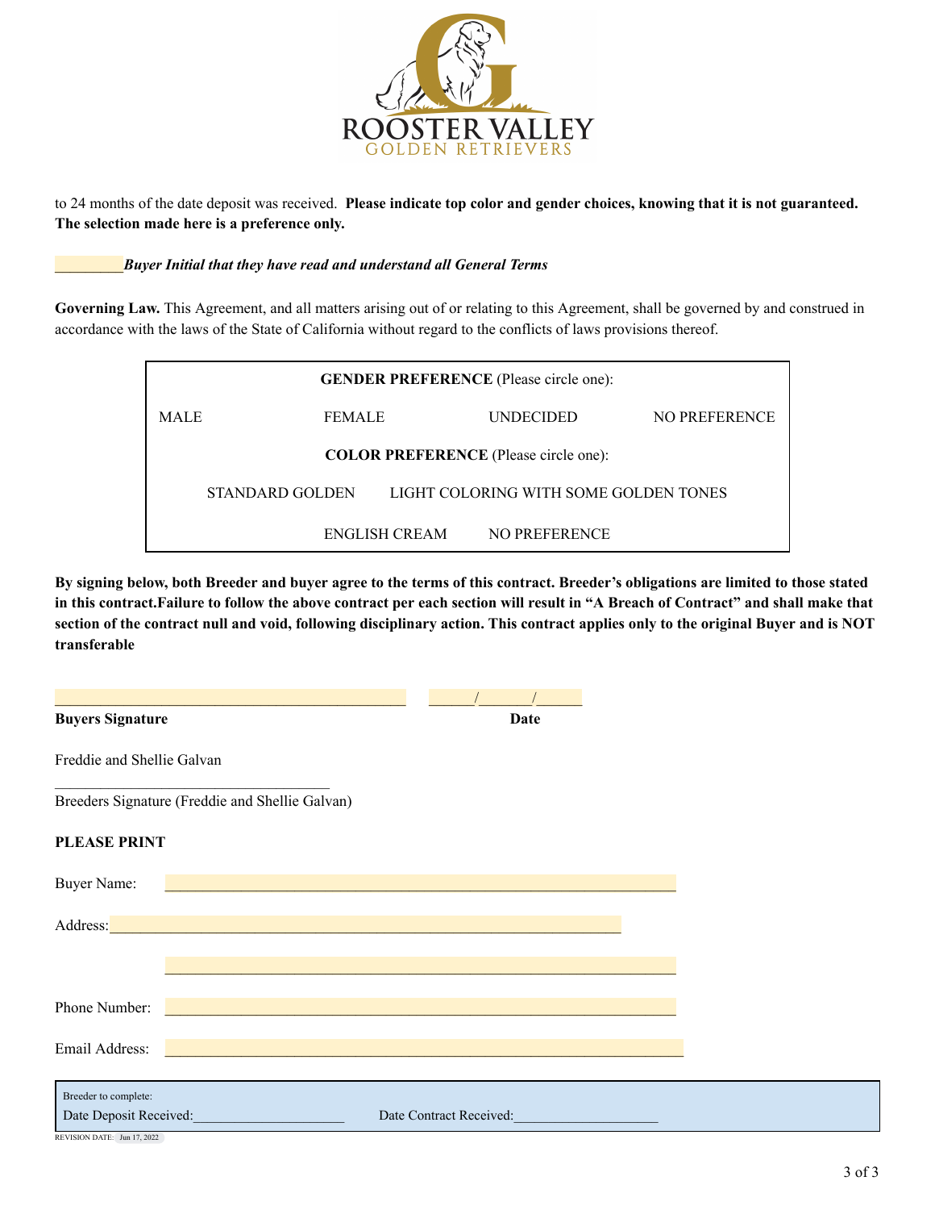to 24 months of the date deposit was received. **Please indicate top color and gender choices, knowing that it is not guaranteed. The selection made here is a preference only.**

_________***Buyer Initial that they have read and understand all General Terms***

**Governing Law.** This Agreement, and all matters arising out of or relating to this Agreement, shall be governed by and construed in accordance with the laws of the State of California without regard to the conflicts of laws provisions thereof.

**GENDER PREFERENCE** (Please circle one):

MALE FEMALE UNDECIDED NO PREFERENCE

**COLOR PREFERENCE** (Please circle one):

STANDARD GOLDEN LIGHT COLORING WITH SOME GOLDEN TONES

ENGLISH CREAM NO PREFERENCE

**By signing below, both Breeder and buyer agree to the terms of this contract. Breeder's obligations are limited to those stated in this contract.Failure to follow the above contract per each section will result in "A Breach of Contract" and shall make that section of the contract null and void, following disciplinary action. This contract applies only to the original Buyer and is NOT transferable**

_____________________________________________ ______/_______/______

**Buyers Signature** **Date**

Freddie and Shellie Galvan

___________________________________

Breeders Signature (Freddie and Shellie Galvan)

**PLEASE PRINT**

Buyer Name: _________________________________________________________________

Address:_________________________________________________________________

_________________________________________________________________

Phone Number: _________________________________________________________________

Email Address: _________________________________________________________________

Breeder to complete:

Date Deposit Received:_____________________ Date Contract Received:____________________

REVISION DATE: Jun 17, 2022